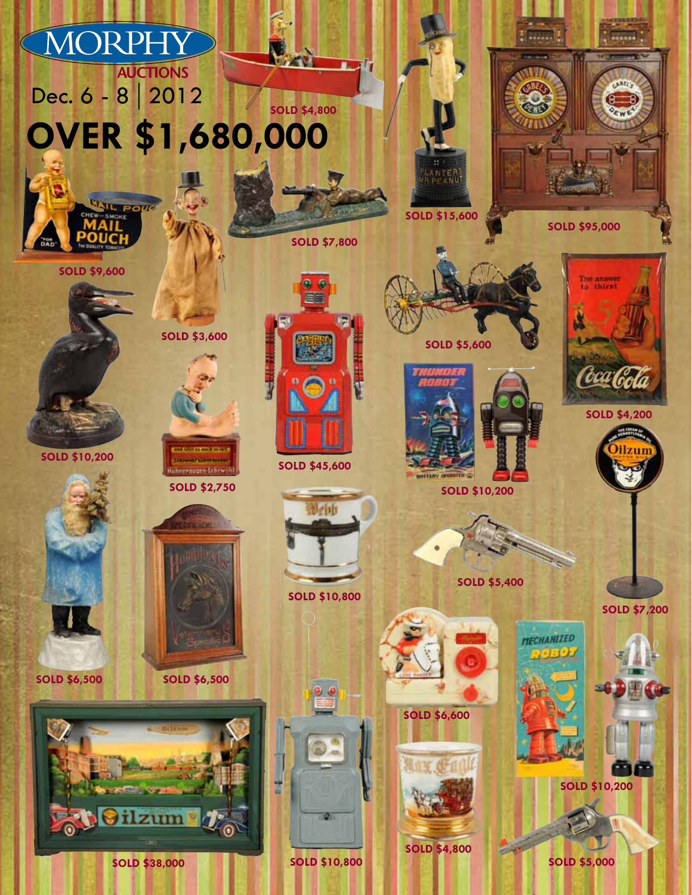# MORPHY AUCTIONS

Dec. 6 - 8 | 2012

# OVER $1,680,000

SOLD $4,800

SOLD $15,600

SOLD $95,000

SOLD $9,600

SOLD $7,800

SOLD $3,600

SOLD $5,600

SOLD $4,200

SOLD $10,200

SOLD $2,750

SOLD $45,600

SOLD $10,200

SOLD $10,800

SOLD $5,400

SOLD $7,200

SOLD $6,500

SOLD $6,500

SOLD $6,600

SOLD $10,200

SOLD $38,000

SOLD $10,800

SOLD $4,800

SOLD $5,000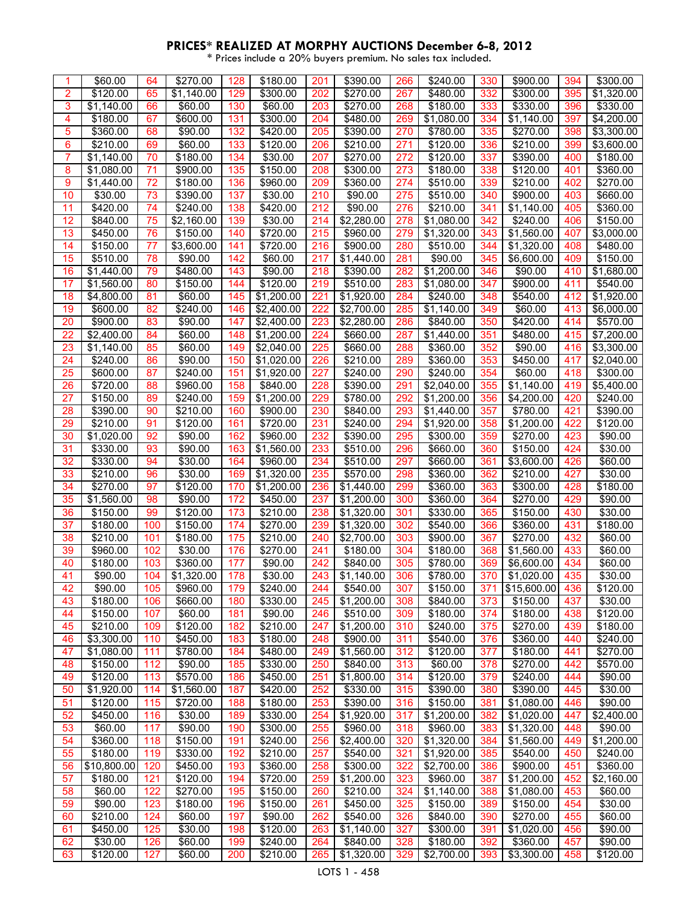# PRICES* REALIZED AT MORPHY AUCTIONS December 6-8, 2012

\* Prices include a 20% buyers premium. No sales tax included.

| | | | | | | | | | | | | | |
|---|---|---|---|---|---|---|---|---|---|---|---|---|---|
| 1 | $60.00 | 64 | $270.00 | 128 | $180.00 | 201 | $390.00 | 266 | $240.00 | 330 | $900.00 | 394 | $300.00 |
| 2 | $120.00 | 65 | $1,140.00 | 129 | $300.00 | 202 | $270.00 | 267 | $480.00 | 332 | $300.00 | 395 | $1,320.00 |
| 3 | $1,140.00 | 66 | $60.00 | 130 | $60.00 | 203 | $270.00 | 268 | $180.00 | 333 | $330.00 | 396 | $330.00 |
| 4 | $180.00 | 67 | $600.00 | 131 | $300.00 | 204 | $480.00 | 269 | $1,080.00 | 334 | $1,140.00 | 397 | $4,200.00 |
| 5 | $360.00 | 68 | $90.00 | 132 | $420.00 | 205 | $390.00 | 270 | $780.00 | 335 | $270.00 | 398 | $3,300.00 |
| 6 | $210.00 | 69 | $60.00 | 133 | $120.00 | 206 | $210.00 | 271 | $120.00 | 336 | $210.00 | 399 | $3,600.00 |
| 7 | $1,140.00 | 70 | $180.00 | 134 | $30.00 | 207 | $270.00 | 272 | $120.00 | 337 | $390.00 | 400 | $180.00 |
| 8 | $1,080.00 | 71 | $900.00 | 135 | $150.00 | 208 | $300.00 | 273 | $180.00 | 338 | $120.00 | 401 | $360.00 |
| 9 | $1,440.00 | 72 | $180.00 | 136 | $960.00 | 209 | $360.00 | 274 | $510.00 | 339 | $210.00 | 402 | $270.00 |
| 10 | $30.00 | 73 | $390.00 | 137 | $30.00 | 210 | $90.00 | 275 | $510.00 | 340 | $900.00 | 403 | $660.00 |
| 11 | $420.00 | 74 | $240.00 | 138 | $420.00 | 212 | $90.00 | 276 | $210.00 | 341 | $1,140.00 | 405 | $360.00 |
| 12 | $840.00 | 75 | $2,160.00 | 139 | $30.00 | 214 | $2,280.00 | 278 | $1,080.00 | 342 | $240.00 | 406 | $150.00 |
| 13 | $450.00 | 76 | $150.00 | 140 | $720.00 | 215 | $960.00 | 279 | $1,320.00 | 343 | $1,560.00 | 407 | $3,000.00 |
| 14 | $150.00 | 77 | $3,600.00 | 141 | $720.00 | 216 | $900.00 | 280 | $510.00 | 344 | $1,320.00 | 408 | $480.00 |
| 15 | $510.00 | 78 | $90.00 | 142 | $60.00 | 217 | $1,440.00 | 281 | $90.00 | 345 | $6,600.00 | 409 | $150.00 |
| 16 | $1,440.00 | 79 | $480.00 | 143 | $90.00 | 218 | $390.00 | 282 | $1,200.00 | 346 | $90.00 | 410 | $1,680.00 |
| 17 | $1,560.00 | 80 | $150.00 | 144 | $120.00 | 219 | $510.00 | 283 | $1,080.00 | 347 | $900.00 | 411 | $540.00 |
| 18 | $4,800.00 | 81 | $60.00 | 145 | $1,200.00 | 221 | $1,920.00 | 284 | $240.00 | 348 | $540.00 | 412 | $1,920.00 |
| 19 | $600.00 | 82 | $240.00 | 146 | $2,400.00 | 222 | $2,700.00 | 285 | $1,140.00 | 349 | $60.00 | 413 | $6,000.00 |
| 20 | $900.00 | 83 | $90.00 | 147 | $2,400.00 | 223 | $2,280.00 | 286 | $840.00 | 350 | $420.00 | 414 | $570.00 |
| 22 | $2,400.00 | 84 | $60.00 | 148 | $1,200.00 | 224 | $660.00 | 287 | $1,440.00 | 351 | $480.00 | 415 | $7,200.00 |
| 23 | $1,140.00 | 85 | $60.00 | 149 | $2,040.00 | 225 | $660.00 | 288 | $360.00 | 352 | $90.00 | 416 | $3,300.00 |
| 24 | $240.00 | 86 | $90.00 | 150 | $1,020.00 | 226 | $210.00 | 289 | $360.00 | 353 | $450.00 | 417 | $2,040.00 |
| 25 | $600.00 | 87 | $240.00 | 151 | $1,920.00 | 227 | $240.00 | 290 | $240.00 | 354 | $60.00 | 418 | $300.00 |
| 26 | $720.00 | 88 | $960.00 | 158 | $840.00 | 228 | $390.00 | 291 | $2,040.00 | 355 | $1,140.00 | 419 | $5,400.00 |
| 27 | $150.00 | 89 | $240.00 | 159 | $1,200.00 | 229 | $780.00 | 292 | $1,200.00 | 356 | $4,200.00 | 420 | $240.00 |
| 28 | $390.00 | 90 | $210.00 | 160 | $900.00 | 230 | $840.00 | 293 | $1,440.00 | 357 | $780.00 | 421 | $390.00 |
| 29 | $210.00 | 91 | $120.00 | 161 | $720.00 | 231 | $240.00 | 294 | $1,920.00 | 358 | $1,200.00 | 422 | $120.00 |
| 30 | $1,020.00 | 92 | $90.00 | 162 | $960.00 | 232 | $390.00 | 295 | $300.00 | 359 | $270.00 | 423 | $90.00 |
| 31 | $330.00 | 93 | $90.00 | 163 | $1,560.00 | 233 | $510.00 | 296 | $660.00 | 360 | $150.00 | 424 | $30.00 |
| 32 | $330.00 | 94 | $30.00 | 164 | $960.00 | 234 | $510.00 | 297 | $660.00 | 361 | $3,600.00 | 426 | $60.00 |
| 33 | $210.00 | 96 | $30.00 | 169 | $1,320.00 | 235 | $570.00 | 298 | $360.00 | 362 | $210.00 | 427 | $30.00 |
| 34 | $270.00 | 97 | $120.00 | 170 | $1,200.00 | 236 | $1,440.00 | 299 | $360.00 | 363 | $300.00 | 428 | $180.00 |
| 35 | $1,560.00 | 98 | $90.00 | 172 | $450.00 | 237 | $1,200.00 | 300 | $360.00 | 364 | $270.00 | 429 | $90.00 |
| 36 | $150.00 | 99 | $120.00 | 173 | $210.00 | 238 | $1,320.00 | 301 | $330.00 | 365 | $150.00 | 430 | $30.00 |
| 37 | $180.00 | 100 | $150.00 | 174 | $270.00 | 239 | $1,320.00 | 302 | $540.00 | 366 | $360.00 | 431 | $180.00 |
| 38 | $210.00 | 101 | $180.00 | 175 | $210.00 | 240 | $2,700.00 | 303 | $900.00 | 367 | $270.00 | 432 | $60.00 |
| 39 | $960.00 | 102 | $30.00 | 176 | $270.00 | 241 | $180.00 | 304 | $180.00 | 368 | $1,560.00 | 433 | $60.00 |
| 40 | $180.00 | 103 | $360.00 | 177 | $90.00 | 242 | $840.00 | 305 | $780.00 | 369 | $6,600.00 | 434 | $60.00 |
| 41 | $90.00 | 104 | $1,320.00 | 178 | $30.00 | 243 | $1,140.00 | 306 | $780.00 | 370 | $1,020.00 | 435 | $30.00 |
| 42 | $90.00 | 105 | $960.00 | 179 | $240.00 | 244 | $540.00 | 307 | $150.00 | 371 | $15,600.00 | 436 | $120.00 |
| 43 | $180.00 | 106 | $660.00 | 180 | $330.00 | 245 | $1,200.00 | 308 | $840.00 | 373 | $150.00 | 437 | $30.00 |
| 44 | $150.00 | 107 | $60.00 | 181 | $90.00 | 246 | $510.00 | 309 | $180.00 | 374 | $180.00 | 438 | $120.00 |
| 45 | $210.00 | 109 | $120.00 | 182 | $210.00 | 247 | $1,200.00 | 310 | $240.00 | 375 | $270.00 | 439 | $180.00 |
| 46 | $3,300.00 | 110 | $450.00 | 183 | $180.00 | 248 | $900.00 | 311 | $540.00 | 376 | $360.00 | 440 | $240.00 |
| 47 | $1,080.00 | 111 | $780.00 | 184 | $480.00 | 249 | $1,560.00 | 312 | $120.00 | 377 | $180.00 | 441 | $270.00 |
| 48 | $150.00 | 112 | $90.00 | 185 | $330.00 | 250 | $840.00 | 313 | $60.00 | 378 | $270.00 | 442 | $570.00 |
| 49 | $120.00 | 113 | $570.00 | 186 | $450.00 | 251 | $1,800.00 | 314 | $120.00 | 379 | $240.00 | 444 | $90.00 |
| 50 | $1,920.00 | 114 | $1,560.00 | 187 | $420.00 | 252 | $330.00 | 315 | $390.00 | 380 | $390.00 | 445 | $30.00 |
| 51 | $120.00 | 115 | $720.00 | 188 | $180.00 | 253 | $390.00 | 316 | $150.00 | 381 | $1,080.00 | 446 | $90.00 |
| 52 | $450.00 | 116 | $30.00 | 189 | $330.00 | 254 | $1,920.00 | 317 | $1,200.00 | 382 | $1,020.00 | 447 | $2,400.00 |
| 53 | $60.00 | 117 | $90.00 | 190 | $300.00 | 255 | $960.00 | 318 | $960.00 | 383 | $1,320.00 | 448 | $90.00 |
| 54 | $360.00 | 118 | $150.00 | 191 | $240.00 | 256 | $2,400.00 | 320 | $1,320.00 | 384 | $1,560.00 | 449 | $1,200.00 |
| 55 | $180.00 | 119 | $330.00 | 192 | $210.00 | 257 | $540.00 | 321 | $1,920.00 | 385 | $540.00 | 450 | $240.00 |
| 56 | $10,800.00 | 120 | $450.00 | 193 | $360.00 | 258 | $300.00 | 322 | $2,700.00 | 386 | $900.00 | 451 | $360.00 |
| 57 | $180.00 | 121 | $120.00 | 194 | $720.00 | 259 | $1,200.00 | 323 | $960.00 | 387 | $1,200.00 | 452 | $2,160.00 |
| 58 | $60.00 | 122 | $270.00 | 195 | $150.00 | 260 | $210.00 | 324 | $1,140.00 | 388 | $1,080.00 | 453 | $60.00 |
| 59 | $90.00 | 123 | $180.00 | 196 | $150.00 | 261 | $450.00 | 325 | $150.00 | 389 | $150.00 | 454 | $30.00 |
| 60 | $210.00 | 124 | $60.00 | 197 | $90.00 | 262 | $540.00 | 326 | $840.00 | 390 | $270.00 | 455 | $60.00 |
| 61 | $450.00 | 125 | $30.00 | 198 | $120.00 | 263 | $1,140.00 | 327 | $300.00 | 391 | $1,020.00 | 456 | $90.00 |
| 62 | $30.00 | 126 | $60.00 | 199 | $240.00 | 264 | $840.00 | 328 | $180.00 | 392 | $360.00 | 457 | $90.00 |
| 63 | $120.00 | 127 | $60.00 | 200 | $210.00 | 265 | $1,320.00 | 329 | $2,700.00 | 393 | $3,300.00 | 458 | $120.00 |

LOTS 1 - 458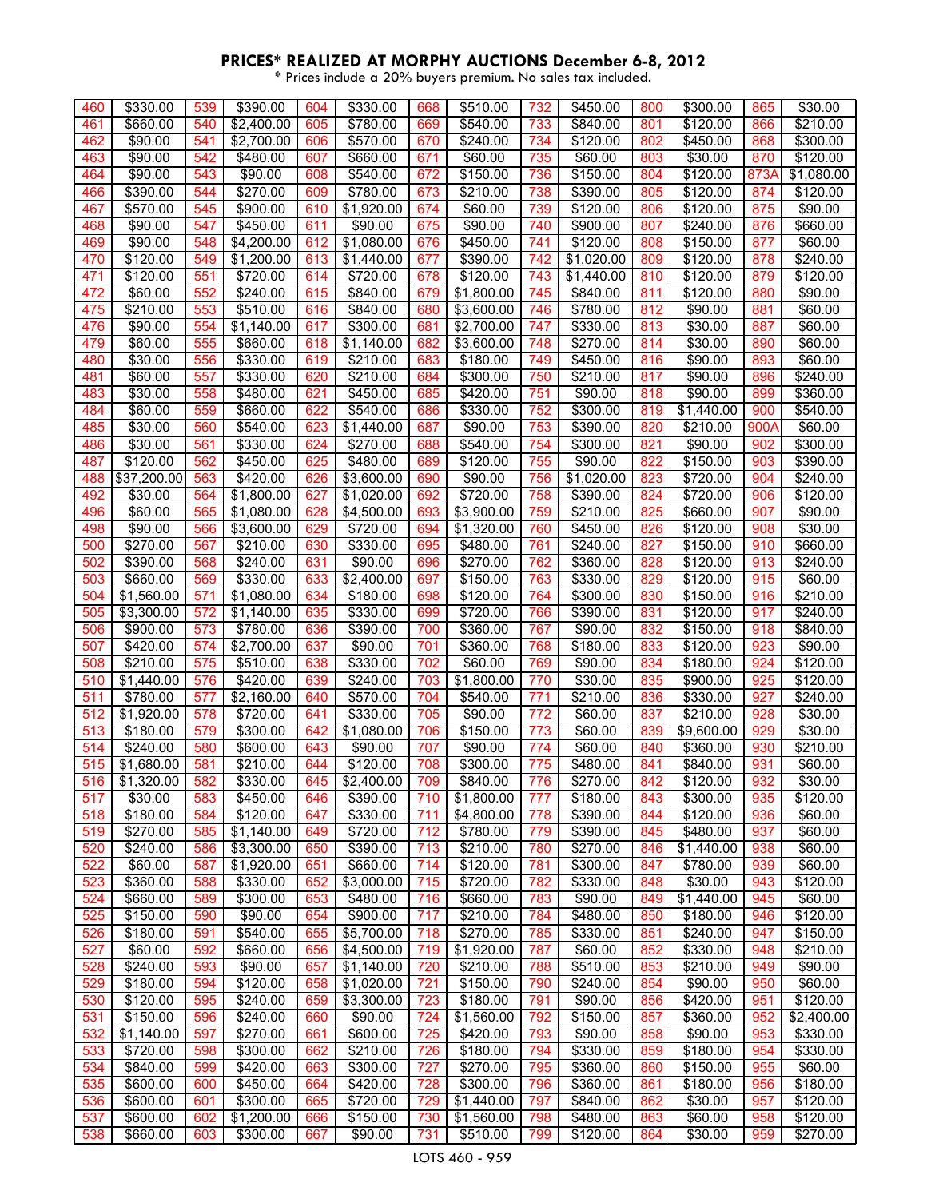**PRICES* REALIZED AT MORPHY AUCTIONS December 6-8, 2012**

\* Prices include a 20% buyers premium. No sales tax included.

| Lot | Price | Lot | Price | Lot | Price | Lot | Price | Lot | Price | Lot | Price | Lot | Price |
|---|---|---|---|---|---|---|---|---|---|---|---|---|---|
| 460 | $330.00 | 539 | $390.00 | 604 | $330.00 | 668 | $510.00 | 732 | $450.00 | 800 | $300.00 | 865 | $30.00 |
| 461 | $660.00 | 540 | $2,400.00 | 605 | $780.00 | 669 | $540.00 | 733 | $840.00 | 801 | $120.00 | 866 | $210.00 |
| 462 | $90.00 | 541 | $2,700.00 | 606 | $570.00 | 670 | $240.00 | 734 | $120.00 | 802 | $450.00 | 868 | $300.00 |
| 463 | $90.00 | 542 | $480.00 | 607 | $660.00 | 671 | $60.00 | 735 | $60.00 | 803 | $30.00 | 870 | $120.00 |
| 464 | $90.00 | 543 | $90.00 | 608 | $540.00 | 672 | $150.00 | 736 | $150.00 | 804 | $120.00 | 873A | $1,080.00 |
| 466 | $390.00 | 544 | $270.00 | 609 | $780.00 | 673 | $210.00 | 738 | $390.00 | 805 | $120.00 | 874 | $120.00 |
| 467 | $570.00 | 545 | $900.00 | 610 | $1,920.00 | 674 | $60.00 | 739 | $120.00 | 806 | $120.00 | 875 | $90.00 |
| 468 | $90.00 | 547 | $450.00 | 611 | $90.00 | 675 | $90.00 | 740 | $900.00 | 807 | $240.00 | 876 | $660.00 |
| 469 | $90.00 | 548 | $4,200.00 | 612 | $1,080.00 | 676 | $450.00 | 741 | $120.00 | 808 | $150.00 | 877 | $60.00 |
| 470 | $120.00 | 549 | $1,200.00 | 613 | $1,440.00 | 677 | $390.00 | 742 | $1,020.00 | 809 | $120.00 | 878 | $240.00 |
| 471 | $120.00 | 551 | $720.00 | 614 | $720.00 | 678 | $120.00 | 743 | $1,440.00 | 810 | $120.00 | 879 | $120.00 |
| 472 | $60.00 | 552 | $240.00 | 615 | $840.00 | 679 | $1,800.00 | 745 | $840.00 | 811 | $120.00 | 880 | $90.00 |
| 475 | $210.00 | 553 | $510.00 | 616 | $840.00 | 680 | $3,600.00 | 746 | $780.00 | 812 | $90.00 | 881 | $60.00 |
| 476 | $90.00 | 554 | $1,140.00 | 617 | $300.00 | 681 | $2,700.00 | 747 | $330.00 | 813 | $30.00 | 887 | $60.00 |
| 479 | $60.00 | 555 | $660.00 | 618 | $1,140.00 | 682 | $3,600.00 | 748 | $270.00 | 814 | $30.00 | 890 | $60.00 |
| 480 | $30.00 | 556 | $330.00 | 619 | $210.00 | 683 | $180.00 | 749 | $450.00 | 816 | $90.00 | 893 | $60.00 |
| 481 | $60.00 | 557 | $330.00 | 620 | $210.00 | 684 | $300.00 | 750 | $210.00 | 817 | $90.00 | 896 | $240.00 |
| 483 | $30.00 | 558 | $480.00 | 621 | $450.00 | 685 | $420.00 | 751 | $90.00 | 818 | $90.00 | 899 | $360.00 |
| 484 | $60.00 | 559 | $660.00 | 622 | $540.00 | 686 | $330.00 | 752 | $300.00 | 819 | $1,440.00 | 900 | $540.00 |
| 485 | $30.00 | 560 | $540.00 | 623 | $1,440.00 | 687 | $90.00 | 753 | $390.00 | 820 | $210.00 | 900A | $60.00 |
| 486 | $30.00 | 561 | $330.00 | 624 | $270.00 | 688 | $540.00 | 754 | $300.00 | 821 | $90.00 | 902 | $300.00 |
| 487 | $120.00 | 562 | $450.00 | 625 | $480.00 | 689 | $120.00 | 755 | $90.00 | 822 | $150.00 | 903 | $390.00 |
| 488 | $37,200.00 | 563 | $420.00 | 626 | $3,600.00 | 690 | $90.00 | 756 | $1,020.00 | 823 | $720.00 | 904 | $240.00 |
| 492 | $30.00 | 564 | $1,800.00 | 627 | $1,020.00 | 692 | $720.00 | 758 | $390.00 | 824 | $720.00 | 906 | $120.00 |
| 496 | $60.00 | 565 | $1,080.00 | 628 | $4,500.00 | 693 | $3,900.00 | 759 | $210.00 | 825 | $660.00 | 907 | $90.00 |
| 498 | $90.00 | 566 | $3,600.00 | 629 | $720.00 | 694 | $1,320.00 | 760 | $450.00 | 826 | $120.00 | 908 | $30.00 |
| 500 | $270.00 | 567 | $210.00 | 630 | $330.00 | 695 | $480.00 | 761 | $240.00 | 827 | $150.00 | 910 | $660.00 |
| 502 | $390.00 | 568 | $240.00 | 631 | $90.00 | 696 | $270.00 | 762 | $360.00 | 828 | $120.00 | 913 | $240.00 |
| 503 | $660.00 | 569 | $330.00 | 633 | $2,400.00 | 697 | $150.00 | 763 | $330.00 | 829 | $120.00 | 915 | $60.00 |
| 504 | $1,560.00 | 571 | $1,080.00 | 634 | $180.00 | 698 | $120.00 | 764 | $300.00 | 830 | $150.00 | 916 | $210.00 |
| 505 | $3,300.00 | 572 | $1,140.00 | 635 | $330.00 | 699 | $720.00 | 766 | $390.00 | 831 | $120.00 | 917 | $240.00 |
| 506 | $900.00 | 573 | $780.00 | 636 | $390.00 | 700 | $360.00 | 767 | $90.00 | 832 | $150.00 | 918 | $840.00 |
| 507 | $420.00 | 574 | $2,700.00 | 637 | $90.00 | 701 | $360.00 | 768 | $180.00 | 833 | $120.00 | 923 | $90.00 |
| 508 | $210.00 | 575 | $510.00 | 638 | $330.00 | 702 | $60.00 | 769 | $90.00 | 834 | $180.00 | 924 | $120.00 |
| 510 | $1,440.00 | 576 | $420.00 | 639 | $240.00 | 703 | $1,800.00 | 770 | $30.00 | 835 | $900.00 | 925 | $120.00 |
| 511 | $780.00 | 577 | $2,160.00 | 640 | $570.00 | 704 | $540.00 | 771 | $210.00 | 836 | $330.00 | 927 | $240.00 |
| 512 | $1,920.00 | 578 | $720.00 | 641 | $330.00 | 705 | $90.00 | 772 | $60.00 | 837 | $210.00 | 928 | $30.00 |
| 513 | $180.00 | 579 | $300.00 | 642 | $1,080.00 | 706 | $150.00 | 773 | $60.00 | 839 | $9,600.00 | 929 | $30.00 |
| 514 | $240.00 | 580 | $600.00 | 643 | $90.00 | 707 | $90.00 | 774 | $60.00 | 840 | $360.00 | 930 | $210.00 |
| 515 | $1,680.00 | 581 | $210.00 | 644 | $120.00 | 708 | $300.00 | 775 | $480.00 | 841 | $840.00 | 931 | $60.00 |
| 516 | $1,320.00 | 582 | $330.00 | 645 | $2,400.00 | 709 | $840.00 | 776 | $270.00 | 842 | $120.00 | 932 | $30.00 |
| 517 | $30.00 | 583 | $450.00 | 646 | $390.00 | 710 | $1,800.00 | 777 | $180.00 | 843 | $300.00 | 935 | $120.00 |
| 518 | $180.00 | 584 | $120.00 | 647 | $330.00 | 711 | $4,800.00 | 778 | $390.00 | 844 | $120.00 | 936 | $60.00 |
| 519 | $270.00 | 585 | $1,140.00 | 649 | $720.00 | 712 | $780.00 | 779 | $390.00 | 845 | $480.00 | 937 | $60.00 |
| 520 | $240.00 | 586 | $3,300.00 | 650 | $390.00 | 713 | $210.00 | 780 | $270.00 | 846 | $1,440.00 | 938 | $60.00 |
| 522 | $60.00 | 587 | $1,920.00 | 651 | $660.00 | 714 | $120.00 | 781 | $300.00 | 847 | $780.00 | 939 | $60.00 |
| 523 | $360.00 | 588 | $330.00 | 652 | $3,000.00 | 715 | $720.00 | 782 | $330.00 | 848 | $30.00 | 943 | $120.00 |
| 524 | $660.00 | 589 | $300.00 | 653 | $480.00 | 716 | $660.00 | 783 | $90.00 | 849 | $1,440.00 | 945 | $60.00 |
| 525 | $150.00 | 590 | $90.00 | 654 | $900.00 | 717 | $210.00 | 784 | $480.00 | 850 | $180.00 | 946 | $120.00 |
| 526 | $180.00 | 591 | $540.00 | 655 | $5,700.00 | 718 | $270.00 | 785 | $330.00 | 851 | $240.00 | 947 | $150.00 |
| 527 | $60.00 | 592 | $660.00 | 656 | $4,500.00 | 719 | $1,920.00 | 787 | $60.00 | 852 | $330.00 | 948 | $210.00 |
| 528 | $240.00 | 593 | $90.00 | 657 | $1,140.00 | 720 | $210.00 | 788 | $510.00 | 853 | $210.00 | 949 | $90.00 |
| 529 | $180.00 | 594 | $120.00 | 658 | $1,020.00 | 721 | $150.00 | 790 | $240.00 | 854 | $90.00 | 950 | $60.00 |
| 530 | $120.00 | 595 | $240.00 | 659 | $3,300.00 | 723 | $180.00 | 791 | $90.00 | 856 | $420.00 | 951 | $120.00 |
| 531 | $150.00 | 596 | $240.00 | 660 | $90.00 | 724 | $1,560.00 | 792 | $150.00 | 857 | $360.00 | 952 | $2,400.00 |
| 532 | $1,140.00 | 597 | $270.00 | 661 | $600.00 | 725 | $420.00 | 793 | $90.00 | 858 | $90.00 | 953 | $330.00 |
| 533 | $720.00 | 598 | $300.00 | 662 | $210.00 | 726 | $180.00 | 794 | $330.00 | 859 | $180.00 | 954 | $330.00 |
| 534 | $840.00 | 599 | $420.00 | 663 | $300.00 | 727 | $270.00 | 795 | $360.00 | 860 | $150.00 | 955 | $60.00 |
| 535 | $600.00 | 600 | $450.00 | 664 | $420.00 | 728 | $300.00 | 796 | $360.00 | 861 | $180.00 | 956 | $180.00 |
| 536 | $600.00 | 601 | $300.00 | 665 | $720.00 | 729 | $1,440.00 | 797 | $840.00 | 862 | $30.00 | 957 | $120.00 |
| 537 | $600.00 | 602 | $1,200.00 | 666 | $150.00 | 730 | $1,560.00 | 798 | $480.00 | 863 | $60.00 | 958 | $120.00 |
| 538 | $660.00 | 603 | $300.00 | 667 | $90.00 | 731 | $510.00 | 799 | $120.00 | 864 | $30.00 | 959 | $270.00 |

LOTS 460 - 959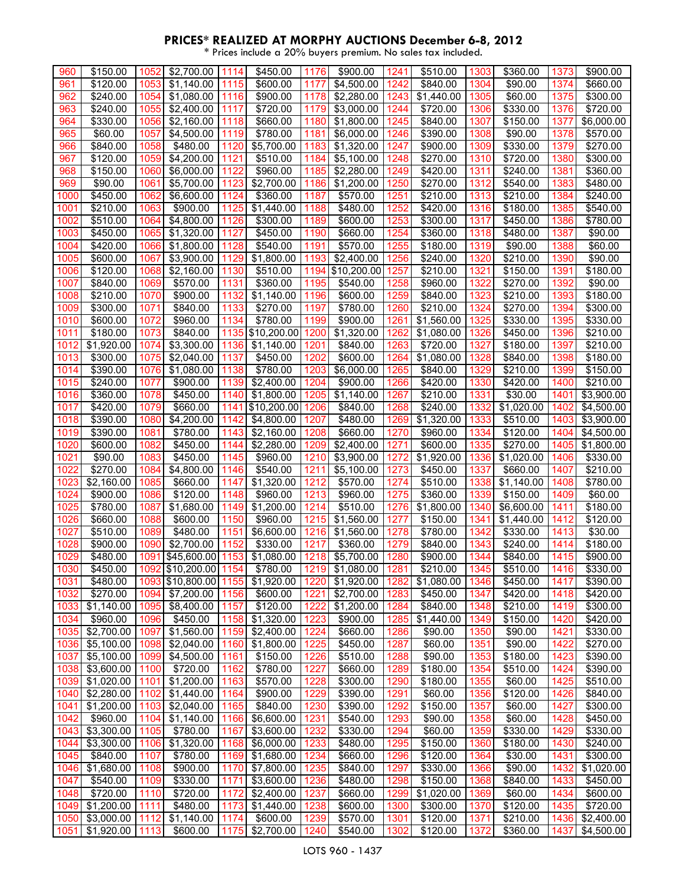## PRICES* REALIZED AT MORPHY AUCTIONS December 6-8, 2012

\* Prices include a 20% buyers premium. No sales tax included.

| Lot | Price | Lot | Price | Lot | Price | Lot | Price | Lot | Price | Lot | Price | Lot | Price |
|---|---|---|---|---|---|---|---|---|---|---|---|---|---|
| 960 | $150.00 | 1052 | $2,700.00 | 1114 | $450.00 | 1176 | $900.00 | 1241 | $510.00 | 1303 | $360.00 | 1373 | $900.00 |
| 961 | $120.00 | 1053 | $1,140.00 | 1115 | $600.00 | 1177 | $4,500.00 | 1242 | $840.00 | 1304 | $90.00 | 1374 | $660.00 |
| 962 | $240.00 | 1054 | $1,080.00 | 1116 | $900.00 | 1178 | $2,280.00 | 1243 | $1,440.00 | 1305 | $60.00 | 1375 | $300.00 |
| 963 | $240.00 | 1055 | $2,400.00 | 1117 | $720.00 | 1179 | $3,000.00 | 1244 | $720.00 | 1306 | $330.00 | 1376 | $720.00 |
| 964 | $330.00 | 1056 | $2,160.00 | 1118 | $660.00 | 1180 | $1,800.00 | 1245 | $840.00 | 1307 | $150.00 | 1377 | $6,000.00 |
| 965 | $60.00 | 1057 | $4,500.00 | 1119 | $780.00 | 1181 | $6,000.00 | 1246 | $390.00 | 1308 | $90.00 | 1378 | $570.00 |
| 966 | $840.00 | 1058 | $480.00 | 1120 | $5,700.00 | 1183 | $1,320.00 | 1247 | $900.00 | 1309 | $330.00 | 1379 | $270.00 |
| 967 | $120.00 | 1059 | $4,200.00 | 1121 | $510.00 | 1184 | $5,100.00 | 1248 | $270.00 | 1310 | $720.00 | 1380 | $300.00 |
| 968 | $150.00 | 1060 | $6,000.00 | 1122 | $960.00 | 1185 | $2,280.00 | 1249 | $420.00 | 1311 | $240.00 | 1381 | $360.00 |
| 969 | $90.00 | 1061 | $5,700.00 | 1123 | $2,700.00 | 1186 | $1,200.00 | 1250 | $270.00 | 1312 | $540.00 | 1383 | $480.00 |
| 1000 | $450.00 | 1062 | $6,600.00 | 1124 | $360.00 | 1187 | $570.00 | 1251 | $210.00 | 1313 | $210.00 | 1384 | $240.00 |
| 1001 | $210.00 | 1063 | $900.00 | 1125 | $1,440.00 | 1188 | $480.00 | 1252 | $420.00 | 1316 | $180.00 | 1385 | $540.00 |
| 1002 | $510.00 | 1064 | $4,800.00 | 1126 | $300.00 | 1189 | $600.00 | 1253 | $300.00 | 1317 | $450.00 | 1386 | $780.00 |
| 1003 | $450.00 | 1065 | $1,320.00 | 1127 | $450.00 | 1190 | $660.00 | 1254 | $360.00 | 1318 | $480.00 | 1387 | $90.00 |
| 1004 | $420.00 | 1066 | $1,800.00 | 1128 | $540.00 | 1191 | $570.00 | 1255 | $180.00 | 1319 | $90.00 | 1388 | $60.00 |
| 1005 | $600.00 | 1067 | $3,900.00 | 1129 | $1,800.00 | 1193 | $2,400.00 | 1256 | $240.00 | 1320 | $210.00 | 1390 | $90.00 |
| 1006 | $120.00 | 1068 | $2,160.00 | 1130 | $510.00 | 1194 | $10,200.00 | 1257 | $210.00 | 1321 | $150.00 | 1391 | $180.00 |
| 1007 | $840.00 | 1069 | $570.00 | 1131 | $360.00 | 1195 | $540.00 | 1258 | $960.00 | 1322 | $270.00 | 1392 | $90.00 |
| 1008 | $210.00 | 1070 | $900.00 | 1132 | $1,140.00 | 1196 | $600.00 | 1259 | $840.00 | 1323 | $210.00 | 1393 | $180.00 |
| 1009 | $300.00 | 1071 | $840.00 | 1133 | $270.00 | 1197 | $780.00 | 1260 | $210.00 | 1324 | $270.00 | 1394 | $300.00 |
| 1010 | $600.00 | 1072 | $960.00 | 1134 | $780.00 | 1199 | $900.00 | 1261 | $1,560.00 | 1325 | $330.00 | 1395 | $330.00 |
| 1011 | $180.00 | 1073 | $840.00 | 1135 | $10,200.00 | 1200 | $1,320.00 | 1262 | $1,080.00 | 1326 | $450.00 | 1396 | $210.00 |
| 1012 | $1,920.00 | 1074 | $3,300.00 | 1136 | $1,140.00 | 1201 | $840.00 | 1263 | $720.00 | 1327 | $180.00 | 1397 | $210.00 |
| 1013 | $300.00 | 1075 | $2,040.00 | 1137 | $450.00 | 1202 | $600.00 | 1264 | $1,080.00 | 1328 | $840.00 | 1398 | $180.00 |
| 1014 | $390.00 | 1076 | $1,080.00 | 1138 | $780.00 | 1203 | $6,000.00 | 1265 | $840.00 | 1329 | $210.00 | 1399 | $150.00 |
| 1015 | $240.00 | 1077 | $900.00 | 1139 | $2,400.00 | 1204 | $900.00 | 1266 | $420.00 | 1330 | $420.00 | 1400 | $210.00 |
| 1016 | $360.00 | 1078 | $450.00 | 1140 | $1,800.00 | 1205 | $1,140.00 | 1267 | $210.00 | 1331 | $30.00 | 1401 | $3,900.00 |
| 1017 | $420.00 | 1079 | $660.00 | 1141 | $10,200.00 | 1206 | $840.00 | 1268 | $240.00 | 1332 | $1,020.00 | 1402 | $4,500.00 |
| 1018 | $390.00 | 1080 | $4,200.00 | 1142 | $4,800.00 | 1207 | $480.00 | 1269 | $1,320.00 | 1333 | $510.00 | 1403 | $3,900.00 |
| 1019 | $390.00 | 1081 | $780.00 | 1143 | $2,160.00 | 1208 | $660.00 | 1270 | $960.00 | 1334 | $120.00 | 1404 | $4,500.00 |
| 1020 | $600.00 | 1082 | $450.00 | 1144 | $2,280.00 | 1209 | $2,400.00 | 1271 | $600.00 | 1335 | $270.00 | 1405 | $1,800.00 |
| 1021 | $90.00 | 1083 | $450.00 | 1145 | $960.00 | 1210 | $3,900.00 | 1272 | $1,920.00 | 1336 | $1,020.00 | 1406 | $330.00 |
| 1022 | $270.00 | 1084 | $4,800.00 | 1146 | $540.00 | 1211 | $5,100.00 | 1273 | $450.00 | 1337 | $660.00 | 1407 | $210.00 |
| 1023 | $2,160.00 | 1085 | $660.00 | 1147 | $1,320.00 | 1212 | $570.00 | 1274 | $510.00 | 1338 | $1,140.00 | 1408 | $780.00 |
| 1024 | $900.00 | 1086 | $120.00 | 1148 | $960.00 | 1213 | $960.00 | 1275 | $360.00 | 1339 | $150.00 | 1409 | $60.00 |
| 1025 | $780.00 | 1087 | $1,680.00 | 1149 | $1,200.00 | 1214 | $510.00 | 1276 | $1,800.00 | 1340 | $6,600.00 | 1411 | $180.00 |
| 1026 | $660.00 | 1088 | $600.00 | 1150 | $960.00 | 1215 | $1,560.00 | 1277 | $150.00 | 1341 | $1,440.00 | 1412 | $120.00 |
| 1027 | $510.00 | 1089 | $480.00 | 1151 | $6,600.00 | 1216 | $1,560.00 | 1278 | $780.00 | 1342 | $330.00 | 1413 | $30.00 |
| 1028 | $900.00 | 1090 | $2,700.00 | 1152 | $330.00 | 1217 | $360.00 | 1279 | $840.00 | 1343 | $240.00 | 1414 | $180.00 |
| 1029 | $480.00 | 1091 | $45,600.00 | 1153 | $1,080.00 | 1218 | $5,700.00 | 1280 | $900.00 | 1344 | $840.00 | 1415 | $900.00 |
| 1030 | $450.00 | 1092 | $10,200.00 | 1154 | $780.00 | 1219 | $1,080.00 | 1281 | $210.00 | 1345 | $510.00 | 1416 | $330.00 |
| 1031 | $480.00 | 1093 | $10,800.00 | 1155 | $1,920.00 | 1220 | $1,920.00 | 1282 | $1,080.00 | 1346 | $450.00 | 1417 | $390.00 |
| 1032 | $270.00 | 1094 | $7,200.00 | 1156 | $600.00 | 1221 | $2,700.00 | 1283 | $450.00 | 1347 | $420.00 | 1418 | $420.00 |
| 1033 | $1,140.00 | 1095 | $8,400.00 | 1157 | $120.00 | 1222 | $1,200.00 | 1284 | $840.00 | 1348 | $210.00 | 1419 | $300.00 |
| 1034 | $960.00 | 1096 | $450.00 | 1158 | $1,320.00 | 1223 | $900.00 | 1285 | $1,440.00 | 1349 | $150.00 | 1420 | $420.00 |
| 1035 | $2,700.00 | 1097 | $1,560.00 | 1159 | $2,400.00 | 1224 | $660.00 | 1286 | $90.00 | 1350 | $90.00 | 1421 | $330.00 |
| 1036 | $5,100.00 | 1098 | $2,040.00 | 1160 | $1,800.00 | 1225 | $450.00 | 1287 | $60.00 | 1351 | $90.00 | 1422 | $270.00 |
| 1037 | $5,100.00 | 1099 | $4,500.00 | 1161 | $150.00 | 1226 | $510.00 | 1288 | $90.00 | 1353 | $180.00 | 1423 | $390.00 |
| 1038 | $3,600.00 | 1100 | $720.00 | 1162 | $780.00 | 1227 | $660.00 | 1289 | $180.00 | 1354 | $510.00 | 1424 | $390.00 |
| 1039 | $1,020.00 | 1101 | $1,200.00 | 1163 | $570.00 | 1228 | $300.00 | 1290 | $180.00 | 1355 | $60.00 | 1425 | $510.00 |
| 1040 | $2,280.00 | 1102 | $1,440.00 | 1164 | $900.00 | 1229 | $390.00 | 1291 | $60.00 | 1356 | $120.00 | 1426 | $840.00 |
| 1041 | $1,200.00 | 1103 | $2,040.00 | 1165 | $840.00 | 1230 | $390.00 | 1292 | $150.00 | 1357 | $60.00 | 1427 | $300.00 |
| 1042 | $960.00 | 1104 | $1,140.00 | 1166 | $6,600.00 | 1231 | $540.00 | 1293 | $90.00 | 1358 | $60.00 | 1428 | $450.00 |
| 1043 | $3,300.00 | 1105 | $780.00 | 1167 | $3,600.00 | 1232 | $330.00 | 1294 | $60.00 | 1359 | $330.00 | 1429 | $330.00 |
| 1044 | $3,300.00 | 1106 | $1,320.00 | 1168 | $6,000.00 | 1233 | $480.00 | 1295 | $150.00 | 1360 | $180.00 | 1430 | $240.00 |
| 1045 | $840.00 | 1107 | $780.00 | 1169 | $1,680.00 | 1234 | $660.00 | 1296 | $120.00 | 1364 | $30.00 | 1431 | $300.00 |
| 1046 | $1,680.00 | 1108 | $900.00 | 1170 | $7,800.00 | 1235 | $840.00 | 1297 | $330.00 | 1366 | $90.00 | 1432 | $1,020.00 |
| 1047 | $540.00 | 1109 | $330.00 | 1171 | $3,600.00 | 1236 | $480.00 | 1298 | $150.00 | 1368 | $840.00 | 1433 | $450.00 |
| 1048 | $720.00 | 1110 | $720.00 | 1172 | $2,400.00 | 1237 | $660.00 | 1299 | $1,020.00 | 1369 | $60.00 | 1434 | $600.00 |
| 1049 | $1,200.00 | 1111 | $480.00 | 1173 | $1,440.00 | 1238 | $600.00 | 1300 | $300.00 | 1370 | $120.00 | 1435 | $720.00 |
| 1050 | $3,000.00 | 1112 | $1,140.00 | 1174 | $600.00 | 1239 | $570.00 | 1301 | $120.00 | 1371 | $210.00 | 1436 | $2,400.00 |
| 1051 | $1,920.00 | 1113 | $600.00 | 1175 | $2,700.00 | 1240 | $540.00 | 1302 | $120.00 | 1372 | $360.00 | 1437 | $4,500.00 |

LOTS 960 - 1437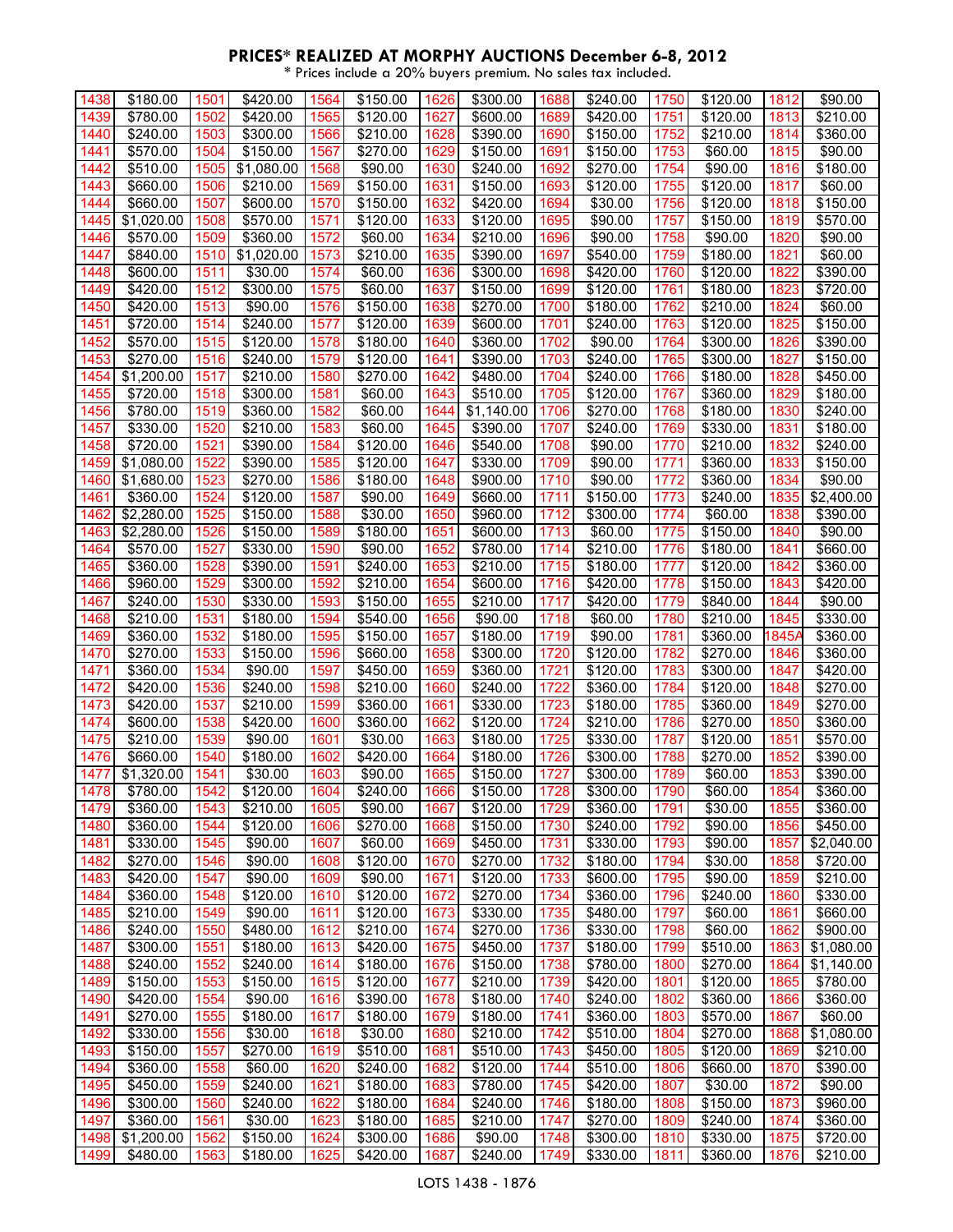# PRICES* REALIZED AT MORPHY AUCTIONS December 6-8, 2012

\* Prices include a 20% buyers premium. No sales tax included.

| Lot | Price | Lot | Price | Lot | Price | Lot | Price | Lot | Price | Lot | Price | Lot | Price |
|---|---|---|---|---|---|---|---|---|---|---|---|---|---|
| 1438 | $180.00 | 1501 | $420.00 | 1564 | $150.00 | 1626 | $300.00 | 1688 | $240.00 | 1750 | $120.00 | 1812 | $90.00 |
| 1439 | $780.00 | 1502 | $420.00 | 1565 | $120.00 | 1627 | $600.00 | 1689 | $420.00 | 1751 | $120.00 | 1813 | $210.00 |
| 1440 | $240.00 | 1503 | $300.00 | 1566 | $210.00 | 1628 | $390.00 | 1690 | $150.00 | 1752 | $210.00 | 1814 | $360.00 |
| 1441 | $570.00 | 1504 | $150.00 | 1567 | $270.00 | 1629 | $150.00 | 1691 | $150.00 | 1753 | $60.00 | 1815 | $90.00 |
| 1442 | $510.00 | 1505 | $1,080.00 | 1568 | $90.00 | 1630 | $240.00 | 1692 | $270.00 | 1754 | $90.00 | 1816 | $180.00 |
| 1443 | $660.00 | 1506 | $210.00 | 1569 | $150.00 | 1631 | $150.00 | 1693 | $120.00 | 1755 | $120.00 | 1817 | $60.00 |
| 1444 | $660.00 | 1507 | $600.00 | 1570 | $150.00 | 1632 | $420.00 | 1694 | $30.00 | 1756 | $120.00 | 1818 | $150.00 |
| 1445 | $1,020.00 | 1508 | $570.00 | 1571 | $120.00 | 1633 | $120.00 | 1695 | $90.00 | 1757 | $150.00 | 1819 | $570.00 |
| 1446 | $570.00 | 1509 | $360.00 | 1572 | $60.00 | 1634 | $210.00 | 1696 | $90.00 | 1758 | $90.00 | 1820 | $90.00 |
| 1447 | $840.00 | 1510 | $1,020.00 | 1573 | $210.00 | 1635 | $390.00 | 1697 | $540.00 | 1759 | $180.00 | 1821 | $60.00 |
| 1448 | $600.00 | 1511 | $30.00 | 1574 | $60.00 | 1636 | $300.00 | 1698 | $420.00 | 1760 | $120.00 | 1822 | $390.00 |
| 1449 | $420.00 | 1512 | $300.00 | 1575 | $60.00 | 1637 | $150.00 | 1699 | $120.00 | 1761 | $180.00 | 1823 | $720.00 |
| 1450 | $420.00 | 1513 | $90.00 | 1576 | $150.00 | 1638 | $270.00 | 1700 | $180.00 | 1762 | $210.00 | 1824 | $60.00 |
| 1451 | $720.00 | 1514 | $240.00 | 1577 | $120.00 | 1639 | $600.00 | 1701 | $240.00 | 1763 | $120.00 | 1825 | $150.00 |
| 1452 | $570.00 | 1515 | $120.00 | 1578 | $180.00 | 1640 | $360.00 | 1702 | $90.00 | 1764 | $300.00 | 1826 | $390.00 |
| 1453 | $270.00 | 1516 | $240.00 | 1579 | $120.00 | 1641 | $390.00 | 1703 | $240.00 | 1765 | $300.00 | 1827 | $150.00 |
| 1454 | $1,200.00 | 1517 | $210.00 | 1580 | $270.00 | 1642 | $480.00 | 1704 | $240.00 | 1766 | $180.00 | 1828 | $450.00 |
| 1455 | $720.00 | 1518 | $300.00 | 1581 | $60.00 | 1643 | $510.00 | 1705 | $120.00 | 1767 | $360.00 | 1829 | $180.00 |
| 1456 | $780.00 | 1519 | $360.00 | 1582 | $60.00 | 1644 | $1,140.00 | 1706 | $270.00 | 1768 | $180.00 | 1830 | $240.00 |
| 1457 | $330.00 | 1520 | $210.00 | 1583 | $60.00 | 1645 | $390.00 | 1707 | $240.00 | 1769 | $330.00 | 1831 | $180.00 |
| 1458 | $720.00 | 1521 | $390.00 | 1584 | $120.00 | 1646 | $540.00 | 1708 | $90.00 | 1770 | $210.00 | 1832 | $240.00 |
| 1459 | $1,080.00 | 1522 | $390.00 | 1585 | $120.00 | 1647 | $330.00 | 1709 | $90.00 | 1771 | $360.00 | 1833 | $150.00 |
| 1460 | $1,680.00 | 1523 | $270.00 | 1586 | $180.00 | 1648 | $900.00 | 1710 | $90.00 | 1772 | $360.00 | 1834 | $90.00 |
| 1461 | $360.00 | 1524 | $120.00 | 1587 | $90.00 | 1649 | $660.00 | 1711 | $150.00 | 1773 | $240.00 | 1835 | $2,400.00 |
| 1462 | $2,280.00 | 1525 | $150.00 | 1588 | $30.00 | 1650 | $960.00 | 1712 | $300.00 | 1774 | $60.00 | 1838 | $390.00 |
| 1463 | $2,280.00 | 1526 | $150.00 | 1589 | $180.00 | 1651 | $600.00 | 1713 | $60.00 | 1775 | $150.00 | 1840 | $90.00 |
| 1464 | $570.00 | 1527 | $330.00 | 1590 | $90.00 | 1652 | $780.00 | 1714 | $210.00 | 1776 | $180.00 | 1841 | $660.00 |
| 1465 | $360.00 | 1528 | $390.00 | 1591 | $240.00 | 1653 | $210.00 | 1715 | $180.00 | 1777 | $120.00 | 1842 | $360.00 |
| 1466 | $960.00 | 1529 | $300.00 | 1592 | $210.00 | 1654 | $600.00 | 1716 | $420.00 | 1778 | $150.00 | 1843 | $420.00 |
| 1467 | $240.00 | 1530 | $330.00 | 1593 | $150.00 | 1655 | $210.00 | 1717 | $420.00 | 1779 | $840.00 | 1844 | $90.00 |
| 1468 | $210.00 | 1531 | $180.00 | 1594 | $540.00 | 1656 | $90.00 | 1718 | $60.00 | 1780 | $210.00 | 1845 | $330.00 |
| 1469 | $360.00 | 1532 | $180.00 | 1595 | $150.00 | 1657 | $180.00 | 1719 | $90.00 | 1781 | $360.00 | 1845A | $360.00 |
| 1470 | $270.00 | 1533 | $150.00 | 1596 | $660.00 | 1658 | $300.00 | 1720 | $120.00 | 1782 | $270.00 | 1846 | $360.00 |
| 1471 | $360.00 | 1534 | $90.00 | 1597 | $450.00 | 1659 | $360.00 | 1721 | $120.00 | 1783 | $300.00 | 1847 | $420.00 |
| 1472 | $420.00 | 1536 | $240.00 | 1598 | $210.00 | 1660 | $240.00 | 1722 | $360.00 | 1784 | $120.00 | 1848 | $270.00 |
| 1473 | $420.00 | 1537 | $210.00 | 1599 | $360.00 | 1661 | $330.00 | 1723 | $180.00 | 1785 | $360.00 | 1849 | $270.00 |
| 1474 | $600.00 | 1538 | $420.00 | 1600 | $360.00 | 1662 | $120.00 | 1724 | $210.00 | 1786 | $270.00 | 1850 | $360.00 |
| 1475 | $210.00 | 1539 | $90.00 | 1601 | $30.00 | 1663 | $180.00 | 1725 | $330.00 | 1787 | $120.00 | 1851 | $570.00 |
| 1476 | $660.00 | 1540 | $180.00 | 1602 | $420.00 | 1664 | $180.00 | 1726 | $300.00 | 1788 | $270.00 | 1852 | $390.00 |
| 1477 | $1,320.00 | 1541 | $30.00 | 1603 | $90.00 | 1665 | $150.00 | 1727 | $300.00 | 1789 | $60.00 | 1853 | $390.00 |
| 1478 | $780.00 | 1542 | $120.00 | 1604 | $240.00 | 1666 | $150.00 | 1728 | $300.00 | 1790 | $60.00 | 1854 | $360.00 |
| 1479 | $360.00 | 1543 | $210.00 | 1605 | $90.00 | 1667 | $120.00 | 1729 | $360.00 | 1791 | $30.00 | 1855 | $360.00 |
| 1480 | $360.00 | 1544 | $120.00 | 1606 | $270.00 | 1668 | $150.00 | 1730 | $240.00 | 1792 | $90.00 | 1856 | $450.00 |
| 1481 | $330.00 | 1545 | $90.00 | 1607 | $60.00 | 1669 | $450.00 | 1731 | $330.00 | 1793 | $90.00 | 1857 | $2,040.00 |
| 1482 | $270.00 | 1546 | $90.00 | 1608 | $120.00 | 1670 | $270.00 | 1732 | $180.00 | 1794 | $30.00 | 1858 | $720.00 |
| 1483 | $420.00 | 1547 | $90.00 | 1609 | $90.00 | 1671 | $120.00 | 1733 | $600.00 | 1795 | $90.00 | 1859 | $210.00 |
| 1484 | $360.00 | 1548 | $120.00 | 1610 | $120.00 | 1672 | $270.00 | 1734 | $360.00 | 1796 | $240.00 | 1860 | $330.00 |
| 1485 | $210.00 | 1549 | $90.00 | 1611 | $120.00 | 1673 | $330.00 | 1735 | $480.00 | 1797 | $60.00 | 1861 | $660.00 |
| 1486 | $240.00 | 1550 | $480.00 | 1612 | $210.00 | 1674 | $270.00 | 1736 | $330.00 | 1798 | $60.00 | 1862 | $900.00 |
| 1487 | $300.00 | 1551 | $180.00 | 1613 | $420.00 | 1675 | $450.00 | 1737 | $180.00 | 1799 | $510.00 | 1863 | $1,080.00 |
| 1488 | $240.00 | 1552 | $240.00 | 1614 | $180.00 | 1676 | $150.00 | 1738 | $780.00 | 1800 | $270.00 | 1864 | $1,140.00 |
| 1489 | $150.00 | 1553 | $150.00 | 1615 | $120.00 | 1677 | $210.00 | 1739 | $420.00 | 1801 | $120.00 | 1865 | $780.00 |
| 1490 | $420.00 | 1554 | $90.00 | 1616 | $390.00 | 1678 | $180.00 | 1740 | $240.00 | 1802 | $360.00 | 1866 | $360.00 |
| 1491 | $270.00 | 1555 | $180.00 | 1617 | $180.00 | 1679 | $180.00 | 1741 | $360.00 | 1803 | $570.00 | 1867 | $60.00 |
| 1492 | $330.00 | 1556 | $30.00 | 1618 | $30.00 | 1680 | $210.00 | 1742 | $510.00 | 1804 | $270.00 | 1868 | $1,080.00 |
| 1493 | $150.00 | 1557 | $270.00 | 1619 | $510.00 | 1681 | $510.00 | 1743 | $450.00 | 1805 | $120.00 | 1869 | $210.00 |
| 1494 | $360.00 | 1558 | $60.00 | 1620 | $240.00 | 1682 | $120.00 | 1744 | $510.00 | 1806 | $660.00 | 1870 | $390.00 |
| 1495 | $450.00 | 1559 | $240.00 | 1621 | $180.00 | 1683 | $780.00 | 1745 | $420.00 | 1807 | $30.00 | 1872 | $90.00 |
| 1496 | $300.00 | 1560 | $240.00 | 1622 | $180.00 | 1684 | $240.00 | 1746 | $180.00 | 1808 | $150.00 | 1873 | $960.00 |
| 1497 | $360.00 | 1561 | $30.00 | 1623 | $180.00 | 1685 | $210.00 | 1747 | $270.00 | 1809 | $240.00 | 1874 | $360.00 |
| 1498 | $1,200.00 | 1562 | $150.00 | 1624 | $300.00 | 1686 | $90.00 | 1748 | $300.00 | 1810 | $330.00 | 1875 | $720.00 |
| 1499 | $480.00 | 1563 | $180.00 | 1625 | $420.00 | 1687 | $240.00 | 1749 | $330.00 | 1811 | $360.00 | 1876 | $210.00 |

LOTS 1438 - 1876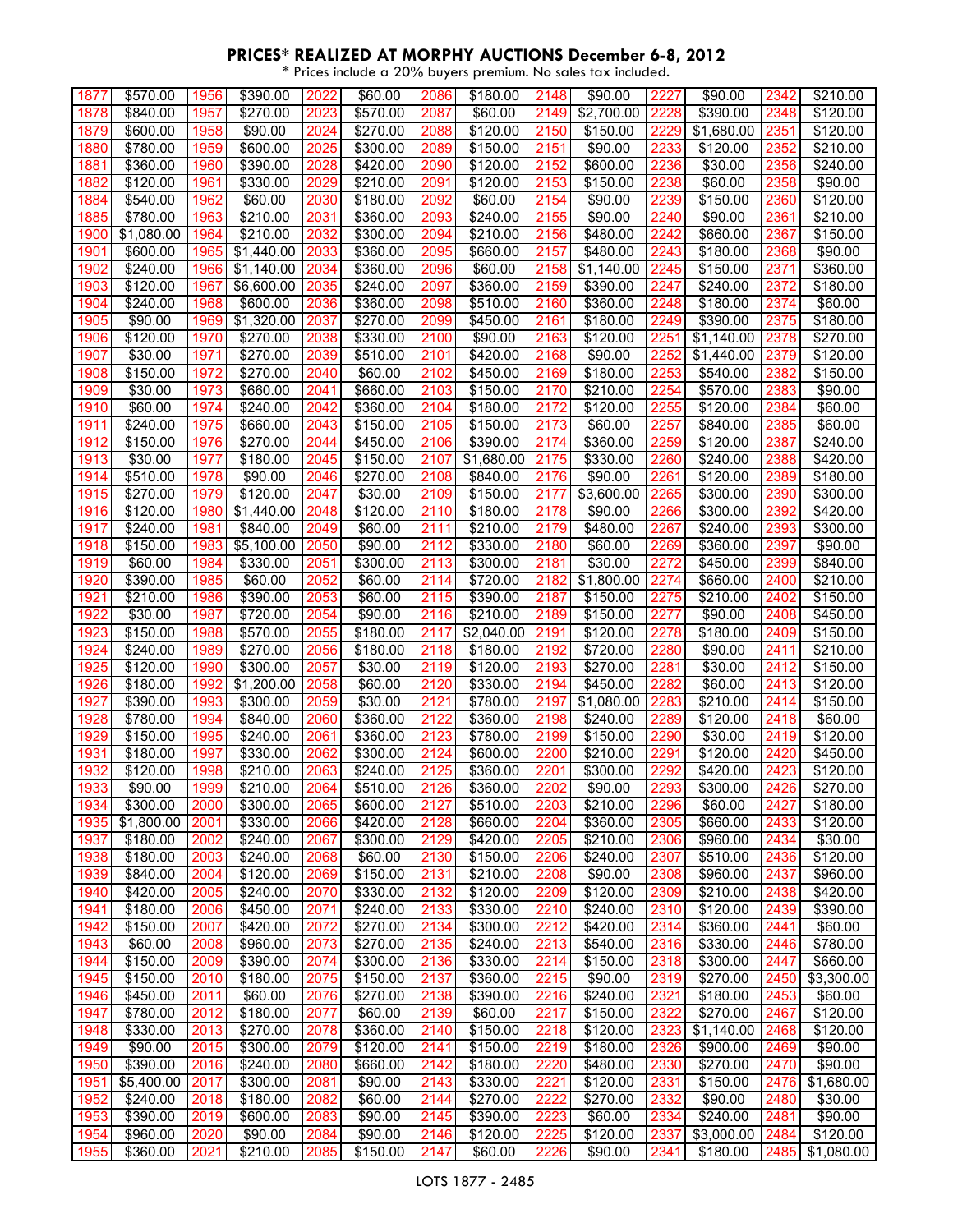# PRICES* REALIZED AT MORPHY AUCTIONS December 6-8, 2012

\* Prices include a 20% buyers premium. No sales tax included.

| Lot | Price | Lot | Price | Lot | Price | Lot | Price | Lot | Price | Lot | Price | Lot | Price |
|---|---|---|---|---|---|---|---|---|---|---|---|---|---|
| 1877 | $570.00 | 1956 | $390.00 | 2022 | $60.00 | 2086 | $180.00 | 2148 | $90.00 | 2227 | $90.00 | 2342 | $210.00 |
| 1878 | $840.00 | 1957 | $270.00 | 2023 | $570.00 | 2087 | $60.00 | 2149 | $2,700.00 | 2228 | $390.00 | 2348 | $120.00 |
| 1879 | $600.00 | 1958 | $90.00 | 2024 | $270.00 | 2088 | $120.00 | 2150 | $150.00 | 2229 | $1,680.00 | 2351 | $120.00 |
| 1880 | $780.00 | 1959 | $600.00 | 2025 | $300.00 | 2089 | $150.00 | 2151 | $90.00 | 2233 | $120.00 | 2352 | $210.00 |
| 1881 | $360.00 | 1960 | $390.00 | 2028 | $420.00 | 2090 | $120.00 | 2152 | $600.00 | 2236 | $30.00 | 2356 | $240.00 |
| 1882 | $120.00 | 1961 | $330.00 | 2029 | $210.00 | 2091 | $120.00 | 2153 | $150.00 | 2238 | $60.00 | 2358 | $90.00 |
| 1884 | $540.00 | 1962 | $60.00 | 2030 | $180.00 | 2092 | $60.00 | 2154 | $90.00 | 2239 | $150.00 | 2360 | $120.00 |
| 1885 | $780.00 | 1963 | $210.00 | 2031 | $360.00 | 2093 | $240.00 | 2155 | $90.00 | 2240 | $90.00 | 2361 | $210.00 |
| 1900 | $1,080.00 | 1964 | $210.00 | 2032 | $300.00 | 2094 | $210.00 | 2156 | $480.00 | 2242 | $660.00 | 2367 | $150.00 |
| 1901 | $600.00 | 1965 | $1,440.00 | 2033 | $360.00 | 2095 | $660.00 | 2157 | $480.00 | 2243 | $180.00 | 2368 | $90.00 |
| 1902 | $240.00 | 1966 | $1,140.00 | 2034 | $360.00 | 2096 | $60.00 | 2158 | $1,140.00 | 2245 | $150.00 | 2371 | $360.00 |
| 1903 | $120.00 | 1967 | $6,600.00 | 2035 | $240.00 | 2097 | $360.00 | 2159 | $390.00 | 2247 | $240.00 | 2372 | $180.00 |
| 1904 | $240.00 | 1968 | $600.00 | 2036 | $360.00 | 2098 | $510.00 | 2160 | $360.00 | 2248 | $180.00 | 2374 | $60.00 |
| 1905 | $90.00 | 1969 | $1,320.00 | 2037 | $270.00 | 2099 | $450.00 | 2161 | $180.00 | 2249 | $390.00 | 2375 | $180.00 |
| 1906 | $120.00 | 1970 | $270.00 | 2038 | $330.00 | 2100 | $90.00 | 2163 | $120.00 | 2251 | $1,140.00 | 2378 | $270.00 |
| 1907 | $30.00 | 1971 | $270.00 | 2039 | $510.00 | 2101 | $420.00 | 2168 | $90.00 | 2252 | $1,440.00 | 2379 | $120.00 |
| 1908 | $150.00 | 1972 | $270.00 | 2040 | $60.00 | 2102 | $450.00 | 2169 | $180.00 | 2253 | $540.00 | 2382 | $150.00 |
| 1909 | $30.00 | 1973 | $660.00 | 2041 | $660.00 | 2103 | $150.00 | 2170 | $210.00 | 2254 | $570.00 | 2383 | $90.00 |
| 1910 | $60.00 | 1974 | $240.00 | 2042 | $360.00 | 2104 | $180.00 | 2172 | $120.00 | 2255 | $120.00 | 2384 | $60.00 |
| 1911 | $240.00 | 1975 | $660.00 | 2043 | $150.00 | 2105 | $150.00 | 2173 | $60.00 | 2257 | $840.00 | 2385 | $60.00 |
| 1912 | $150.00 | 1976 | $270.00 | 2044 | $450.00 | 2106 | $390.00 | 2174 | $360.00 | 2259 | $120.00 | 2387 | $240.00 |
| 1913 | $30.00 | 1977 | $180.00 | 2045 | $150.00 | 2107 | $1,680.00 | 2175 | $330.00 | 2260 | $240.00 | 2388 | $420.00 |
| 1914 | $510.00 | 1978 | $90.00 | 2046 | $270.00 | 2108 | $840.00 | 2176 | $90.00 | 2261 | $120.00 | 2389 | $180.00 |
| 1915 | $270.00 | 1979 | $120.00 | 2047 | $30.00 | 2109 | $150.00 | 2177 | $3,600.00 | 2265 | $300.00 | 2390 | $300.00 |
| 1916 | $120.00 | 1980 | $1,440.00 | 2048 | $120.00 | 2110 | $180.00 | 2178 | $90.00 | 2266 | $300.00 | 2392 | $420.00 |
| 1917 | $240.00 | 1981 | $840.00 | 2049 | $60.00 | 2111 | $210.00 | 2179 | $480.00 | 2267 | $240.00 | 2393 | $300.00 |
| 1918 | $150.00 | 1983 | $5,100.00 | 2050 | $90.00 | 2112 | $330.00 | 2180 | $60.00 | 2269 | $360.00 | 2397 | $90.00 |
| 1919 | $60.00 | 1984 | $330.00 | 2051 | $300.00 | 2113 | $300.00 | 2181 | $30.00 | 2272 | $450.00 | 2399 | $840.00 |
| 1920 | $390.00 | 1985 | $60.00 | 2052 | $60.00 | 2114 | $720.00 | 2182 | $1,800.00 | 2274 | $660.00 | 2400 | $210.00 |
| 1921 | $210.00 | 1986 | $390.00 | 2053 | $60.00 | 2115 | $390.00 | 2187 | $150.00 | 2275 | $210.00 | 2402 | $150.00 |
| 1922 | $30.00 | 1987 | $720.00 | 2054 | $90.00 | 2116 | $210.00 | 2189 | $150.00 | 2277 | $90.00 | 2408 | $450.00 |
| 1923 | $150.00 | 1988 | $570.00 | 2055 | $180.00 | 2117 | $2,040.00 | 2191 | $120.00 | 2278 | $180.00 | 2409 | $150.00 |
| 1924 | $240.00 | 1989 | $270.00 | 2056 | $180.00 | 2118 | $180.00 | 2192 | $720.00 | 2280 | $90.00 | 2411 | $210.00 |
| 1925 | $120.00 | 1990 | $300.00 | 2057 | $30.00 | 2119 | $120.00 | 2193 | $270.00 | 2281 | $30.00 | 2412 | $150.00 |
| 1926 | $180.00 | 1992 | $1,200.00 | 2058 | $60.00 | 2120 | $330.00 | 2194 | $450.00 | 2282 | $60.00 | 2413 | $120.00 |
| 1927 | $390.00 | 1993 | $300.00 | 2059 | $30.00 | 2121 | $780.00 | 2197 | $1,080.00 | 2283 | $210.00 | 2414 | $150.00 |
| 1928 | $780.00 | 1994 | $840.00 | 2060 | $360.00 | 2122 | $360.00 | 2198 | $240.00 | 2289 | $120.00 | 2418 | $60.00 |
| 1929 | $150.00 | 1995 | $240.00 | 2061 | $360.00 | 2123 | $780.00 | 2199 | $150.00 | 2290 | $30.00 | 2419 | $120.00 |
| 1931 | $180.00 | 1997 | $330.00 | 2062 | $300.00 | 2124 | $600.00 | 2200 | $210.00 | 2291 | $120.00 | 2420 | $450.00 |
| 1932 | $120.00 | 1998 | $210.00 | 2063 | $240.00 | 2125 | $360.00 | 2201 | $300.00 | 2292 | $420.00 | 2423 | $120.00 |
| 1933 | $90.00 | 1999 | $210.00 | 2064 | $510.00 | 2126 | $360.00 | 2202 | $90.00 | 2293 | $300.00 | 2426 | $270.00 |
| 1934 | $300.00 | 2000 | $300.00 | 2065 | $600.00 | 2127 | $510.00 | 2203 | $210.00 | 2296 | $60.00 | 2427 | $180.00 |
| 1935 | $1,800.00 | 2001 | $330.00 | 2066 | $420.00 | 2128 | $660.00 | 2204 | $360.00 | 2305 | $660.00 | 2433 | $120.00 |
| 1937 | $180.00 | 2002 | $240.00 | 2067 | $300.00 | 2129 | $420.00 | 2205 | $210.00 | 2306 | $960.00 | 2434 | $30.00 |
| 1938 | $180.00 | 2003 | $240.00 | 2068 | $60.00 | 2130 | $150.00 | 2206 | $240.00 | 2307 | $510.00 | 2436 | $120.00 |
| 1939 | $840.00 | 2004 | $120.00 | 2069 | $150.00 | 2131 | $210.00 | 2208 | $90.00 | 2308 | $960.00 | 2437 | $960.00 |
| 1940 | $420.00 | 2005 | $240.00 | 2070 | $330.00 | 2132 | $120.00 | 2209 | $120.00 | 2309 | $210.00 | 2438 | $420.00 |
| 1941 | $180.00 | 2006 | $450.00 | 2071 | $240.00 | 2133 | $330.00 | 2210 | $240.00 | 2310 | $120.00 | 2439 | $390.00 |
| 1942 | $150.00 | 2007 | $420.00 | 2072 | $270.00 | 2134 | $300.00 | 2212 | $420.00 | 2314 | $360.00 | 2441 | $60.00 |
| 1943 | $60.00 | 2008 | $960.00 | 2073 | $270.00 | 2135 | $240.00 | 2213 | $540.00 | 2316 | $330.00 | 2446 | $780.00 |
| 1944 | $150.00 | 2009 | $390.00 | 2074 | $300.00 | 2136 | $330.00 | 2214 | $150.00 | 2318 | $300.00 | 2447 | $660.00 |
| 1945 | $150.00 | 2010 | $180.00 | 2075 | $150.00 | 2137 | $360.00 | 2215 | $90.00 | 2319 | $270.00 | 2450 | $3,300.00 |
| 1946 | $450.00 | 2011 | $60.00 | 2076 | $270.00 | 2138 | $390.00 | 2216 | $240.00 | 2321 | $180.00 | 2453 | $60.00 |
| 1947 | $780.00 | 2012 | $180.00 | 2077 | $60.00 | 2139 | $60.00 | 2217 | $150.00 | 2322 | $270.00 | 2467 | $120.00 |
| 1948 | $330.00 | 2013 | $270.00 | 2078 | $360.00 | 2140 | $150.00 | 2218 | $120.00 | 2323 | $1,140.00 | 2468 | $120.00 |
| 1949 | $90.00 | 2015 | $300.00 | 2079 | $120.00 | 2141 | $150.00 | 2219 | $180.00 | 2326 | $900.00 | 2469 | $90.00 |
| 1950 | $390.00 | 2016 | $240.00 | 2080 | $660.00 | 2142 | $180.00 | 2220 | $480.00 | 2330 | $270.00 | 2470 | $90.00 |
| 1951 | $5,400.00 | 2017 | $300.00 | 2081 | $90.00 | 2143 | $330.00 | 2221 | $120.00 | 2331 | $150.00 | 2476 | $1,680.00 |
| 1952 | $240.00 | 2018 | $180.00 | 2082 | $60.00 | 2144 | $270.00 | 2222 | $270.00 | 2332 | $90.00 | 2480 | $30.00 |
| 1953 | $390.00 | 2019 | $600.00 | 2083 | $90.00 | 2145 | $390.00 | 2223 | $60.00 | 2334 | $240.00 | 2481 | $90.00 |
| 1954 | $960.00 | 2020 | $90.00 | 2084 | $90.00 | 2146 | $120.00 | 2225 | $120.00 | 2337 | $3,000.00 | 2484 | $120.00 |
| 1955 | $360.00 | 2021 | $210.00 | 2085 | $150.00 | 2147 | $60.00 | 2226 | $90.00 | 2341 | $180.00 | 2485 | $1,080.00 |

LOTS 1877 - 2485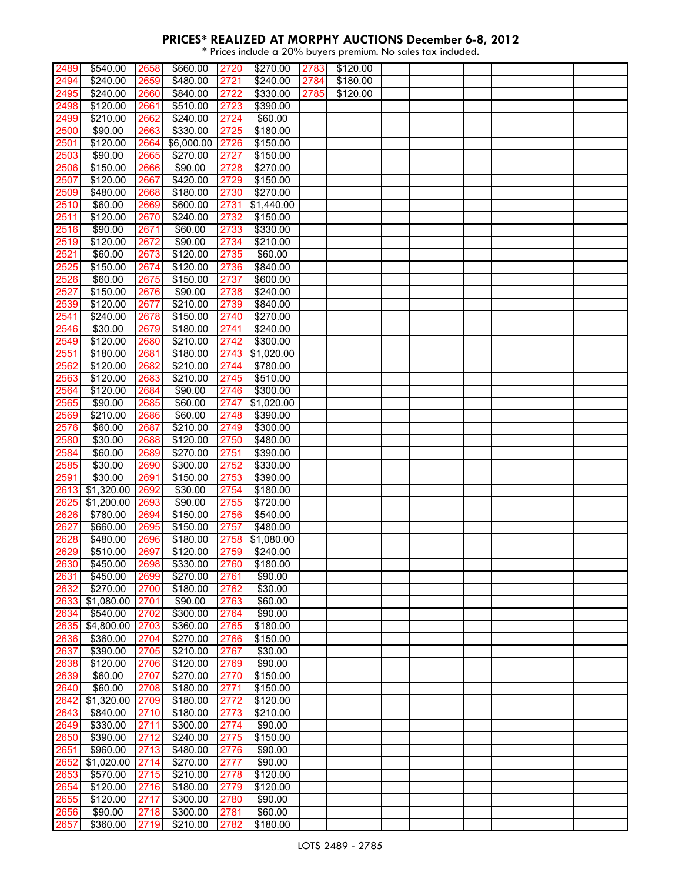## PRICES* REALIZED AT MORPHY AUCTIONS December 6-8, 2012

\* Prices include a 20% buyers premium. No sales tax included.

| | | | | | | | | | | | | | | | |
|---|---|---|---|---|---|---|---|---|---|---|---|---|---|---|---|
| 2489 | $540.00 | 2658 | $660.00 | 2720 | $270.00 | 2783 | $120.00 | | | | | | | | |
| 2494 | $240.00 | 2659 | $480.00 | 2721 | $240.00 | 2784 | $180.00 | | | | | | | | |
| 2495 | $240.00 | 2660 | $840.00 | 2722 | $330.00 | 2785 | $120.00 | | | | | | | | |
| 2498 | $120.00 | 2661 | $510.00 | 2723 | $390.00 | | | | | | | | | | |
| 2499 | $210.00 | 2662 | $240.00 | 2724 | $60.00 | | | | | | | | | | |
| 2500 | $90.00 | 2663 | $330.00 | 2725 | $180.00 | | | | | | | | | | |
| 2501 | $120.00 | 2664 | $6,000.00 | 2726 | $150.00 | | | | | | | | | | |
| 2503 | $90.00 | 2665 | $270.00 | 2727 | $150.00 | | | | | | | | | | |
| 2506 | $150.00 | 2666 | $90.00 | 2728 | $270.00 | | | | | | | | | | |
| 2507 | $120.00 | 2667 | $420.00 | 2729 | $150.00 | | | | | | | | | | |
| 2509 | $480.00 | 2668 | $180.00 | 2730 | $270.00 | | | | | | | | | | |
| 2510 | $60.00 | 2669 | $600.00 | 2731 | $1,440.00 | | | | | | | | | | |
| 2511 | $120.00 | 2670 | $240.00 | 2732 | $150.00 | | | | | | | | | | |
| 2516 | $90.00 | 2671 | $60.00 | 2733 | $330.00 | | | | | | | | | | |
| 2519 | $120.00 | 2672 | $90.00 | 2734 | $210.00 | | | | | | | | | | |
| 2521 | $60.00 | 2673 | $120.00 | 2735 | $60.00 | | | | | | | | | | |
| 2525 | $150.00 | 2674 | $120.00 | 2736 | $840.00 | | | | | | | | | | |
| 2526 | $60.00 | 2675 | $150.00 | 2737 | $600.00 | | | | | | | | | | |
| 2527 | $150.00 | 2676 | $90.00 | 2738 | $240.00 | | | | | | | | | | |
| 2539 | $120.00 | 2677 | $210.00 | 2739 | $840.00 | | | | | | | | | | |
| 2541 | $240.00 | 2678 | $150.00 | 2740 | $270.00 | | | | | | | | | | |
| 2546 | $30.00 | 2679 | $180.00 | 2741 | $240.00 | | | | | | | | | | |
| 2549 | $120.00 | 2680 | $210.00 | 2742 | $300.00 | | | | | | | | | | |
| 2551 | $180.00 | 2681 | $180.00 | 2743 | $1,020.00 | | | | | | | | | | |
| 2562 | $120.00 | 2682 | $210.00 | 2744 | $780.00 | | | | | | | | | | |
| 2563 | $120.00 | 2683 | $210.00 | 2745 | $510.00 | | | | | | | | | | |
| 2564 | $120.00 | 2684 | $90.00 | 2746 | $300.00 | | | | | | | | | | |
| 2565 | $90.00 | 2685 | $60.00 | 2747 | $1,020.00 | | | | | | | | | | |
| 2569 | $210.00 | 2686 | $60.00 | 2748 | $390.00 | | | | | | | | | | |
| 2576 | $60.00 | 2687 | $210.00 | 2749 | $300.00 | | | | | | | | | | |
| 2580 | $30.00 | 2688 | $120.00 | 2750 | $480.00 | | | | | | | | | | |
| 2584 | $60.00 | 2689 | $270.00 | 2751 | $390.00 | | | | | | | | | | |
| 2585 | $30.00 | 2690 | $300.00 | 2752 | $330.00 | | | | | | | | | | |
| 2591 | $30.00 | 2691 | $150.00 | 2753 | $390.00 | | | | | | | | | | |
| 2613 | $1,320.00 | 2692 | $30.00 | 2754 | $180.00 | | | | | | | | | | |
| 2625 | $1,200.00 | 2693 | $90.00 | 2755 | $720.00 | | | | | | | | | | |
| 2626 | $780.00 | 2694 | $150.00 | 2756 | $540.00 | | | | | | | | | | |
| 2627 | $660.00 | 2695 | $150.00 | 2757 | $480.00 | | | | | | | | | | |
| 2628 | $480.00 | 2696 | $180.00 | 2758 | $1,080.00 | | | | | | | | | | |
| 2629 | $510.00 | 2697 | $120.00 | 2759 | $240.00 | | | | | | | | | | |
| 2630 | $450.00 | 2698 | $330.00 | 2760 | $180.00 | | | | | | | | | | |
| 2631 | $450.00 | 2699 | $270.00 | 2761 | $90.00 | | | | | | | | | | |
| 2632 | $270.00 | 2700 | $180.00 | 2762 | $30.00 | | | | | | | | | | |
| 2633 | $1,080.00 | 2701 | $90.00 | 2763 | $60.00 | | | | | | | | | | |
| 2634 | $540.00 | 2702 | $300.00 | 2764 | $90.00 | | | | | | | | | | |
| 2635 | $4,800.00 | 2703 | $360.00 | 2765 | $180.00 | | | | | | | | | | |
| 2636 | $360.00 | 2704 | $270.00 | 2766 | $150.00 | | | | | | | | | | |
| 2637 | $390.00 | 2705 | $210.00 | 2767 | $30.00 | | | | | | | | | | |
| 2638 | $120.00 | 2706 | $120.00 | 2769 | $90.00 | | | | | | | | | | |
| 2639 | $60.00 | 2707 | $270.00 | 2770 | $150.00 | | | | | | | | | | |
| 2640 | $60.00 | 2708 | $180.00 | 2771 | $150.00 | | | | | | | | | | |
| 2642 | $1,320.00 | 2709 | $180.00 | 2772 | $120.00 | | | | | | | | | | |
| 2643 | $840.00 | 2710 | $180.00 | 2773 | $210.00 | | | | | | | | | | |
| 2649 | $330.00 | 2711 | $300.00 | 2774 | $90.00 | | | | | | | | | | |
| 2650 | $390.00 | 2712 | $240.00 | 2775 | $150.00 | | | | | | | | | | |
| 2651 | $960.00 | 2713 | $480.00 | 2776 | $90.00 | | | | | | | | | | |
| 2652 | $1,020.00 | 2714 | $270.00 | 2777 | $90.00 | | | | | | | | | | |
| 2653 | $570.00 | 2715 | $210.00 | 2778 | $120.00 | | | | | | | | | | |
| 2654 | $120.00 | 2716 | $180.00 | 2779 | $120.00 | | | | | | | | | | |
| 2655 | $120.00 | 2717 | $300.00 | 2780 | $90.00 | | | | | | | | | | |
| 2656 | $90.00 | 2718 | $300.00 | 2781 | $60.00 | | | | | | | | | | |
| 2657 | $360.00 | 2719 | $210.00 | 2782 | $180.00 | | | | | | | | | | |

LOTS 2489 - 2785